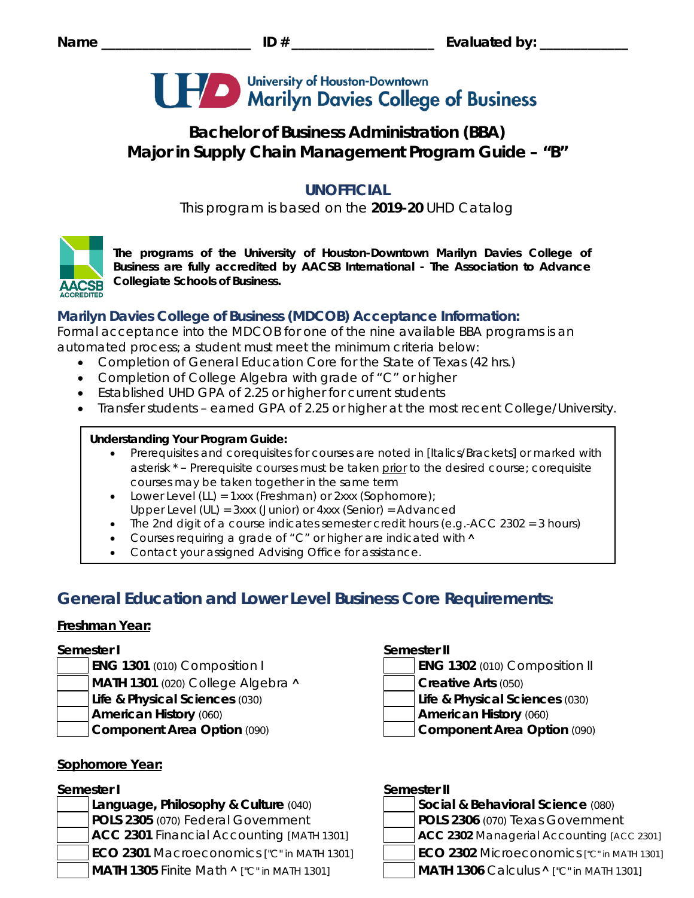Name ____________________ ID # ____________________ Evaluated by: ____________

University of Houston-Downtown
Marilyn Davies College of Business

# Bachelor of Business Administration (BBA)
# Major in Supply Chain Management Program Guide – "B"

## UNOFFICIAL

This program is based on the **2019-20** UHD Catalog

**The programs of the University of Houston-Downtown Marilyn Davies College of Business are fully accredited by AACSB International - The Association to Advance Collegiate Schools of Business.**

### Marilyn Davies College of Business (MDCOB) Acceptance Information:

Formal acceptance into the MDCOB for one of the nine available BBA programs is an automated process; a student must meet the minimum criteria below:

- Completion of General Education Core for the State of Texas (42 hrs.)
- Completion of College Algebra with grade of "C" or higher
- Established UHD GPA of 2.25 or higher for current students
- Transfer students – earned GPA of 2.25 or higher at the most recent College/University.

**Understanding Your Program Guide:**

- Prerequisites and corequisites for courses are noted in [Italics/Brackets] or marked with asterisk * – Prerequisite courses must be taken prior to the desired course; corequisite courses may be taken together in the same term
- Lower Level (LL) = 1xxx (Freshman) or 2xxx (Sophomore); Upper Level (UL) = 3xxx (Junior) or 4xxx (Senior) = Advanced
- The 2nd digit of a course indicates semester credit hours (e.g.-ACC 2302 = 3 hours)
- Courses requiring a grade of "C" or higher are indicated with ^
- Contact your assigned Advising Office for assistance.

## General Education and Lower Level Business Core Requirements:

### Freshman Year:

**Semester I**

- **ENG 1301** (010) Composition I
- **MATH 1301** (020) College Algebra ^
- **Life & Physical Sciences** (030)
- **American History** (060)
- **Component Area Option** (090)

**Semester II**

- **ENG 1302** (010) Composition II
- **Creative Arts** (050)
- **Life & Physical Sciences** (030)
- **American History** (060)
- **Component Area Option** (090)

### Sophomore Year:

**Semester I**

- **Language, Philosophy & Culture** (040)
- **POLS 2305** (070) Federal Government
- **ACC 2301** Financial Accounting [MATH 1301]
- **ECO 2301** Macroeconomics ["C" in MATH 1301]
- **MATH 1305** Finite Math ^ ["C" in MATH 1301]

**Semester II**

- **Social & Behavioral Science** (080)
- **POLS 2306** (070) Texas Government
- **ACC 2302** Managerial Accounting [ACC 2301]
- **ECO 2302** Microeconomics ["C" in MATH 1301]
- **MATH 1306** Calculus ^ ["C" in MATH 1301]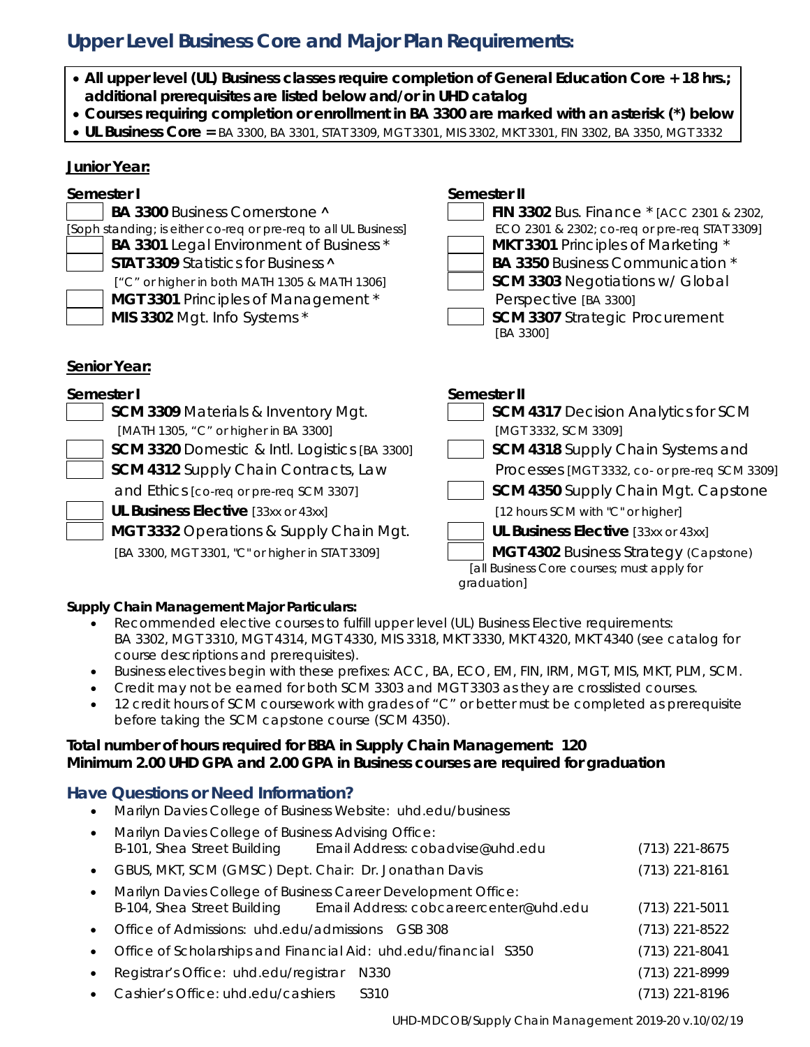## Upper Level Business Core and Major Plan Requirements:

- **All upper level (UL) Business classes require completion of General Education Core + 18 hrs.; additional prerequisites are listed below and/or in UHD catalog**
- **Courses requiring completion or enrollment in BA 3300 are marked with an asterisk (*) below**
- **UL Business Core =** BA 3300, BA 3301, STAT 3309, MGT 3301, MIS 3302, MKT 3301, FIN 3302, BA 3350, MGT 3332

### Junior Year:

**Semester I**

- **BA 3300** Business Cornerstone ^ [Soph standing; is either co-req or pre-req to all UL Business]
- **BA 3301** Legal Environment of Business *
- **STAT 3309** Statistics for Business ^ ["C" or higher in both MATH 1305 & MATH 1306]
- **MGT 3301** Principles of Management *
- **MIS 3302** Mgt. Info Systems *

**Semester II**

- **FIN 3302** Bus. Finance * [ACC 2301 & 2302, ECO 2301 & 2302; co-req or pre-req STAT 3309]
- **MKT 3301** Principles of Marketing *
- **BA 3350** Business Communication *
- **SCM 3303** Negotiations w/ Global Perspective [BA 3300]
- **SCM 3307** Strategic Procurement [BA 3300]

### Senior Year:

**Semester I**

- **SCM 3309** Materials & Inventory Mgt. [MATH 1305, "C" or higher in BA 3300]
- **SCM 3320** Domestic & Intl. Logistics [BA 3300]
- **SCM 4312** Supply Chain Contracts, Law and Ethics [co-req or pre-req SCM 3307]
- **UL Business Elective** [33xx or 43xx]
- **MGT 3332** Operations & Supply Chain Mgt. [BA 3300, MGT 3301, "C" or higher in STAT 3309]

**Semester II**

- **SCM 4317** Decision Analytics for SCM [MGT 3332, SCM 3309]
- **SCM 4318** Supply Chain Systems and Processes [MGT 3332, co- or pre-req SCM 3309]
- **SCM 4350** Supply Chain Mgt. Capstone [12 hours SCM with "C" or higher]
- **UL Business Elective** [33xx or 43xx]
- **MGT 4302** Business Strategy (Capstone) [all Business Core courses; must apply for graduation]

**Supply Chain Management Major Particulars:**

- Recommended elective courses to fulfill upper level (UL) Business Elective requirements: BA 3302, MGT 3310, MGT 4314, MGT 4330, MIS 3318, MKT 3330, MKT 4320, MKT 4340 (see catalog for course descriptions and prerequisites).
- Business electives begin with these prefixes: ACC, BA, ECO, EM, FIN, IRM, MGT, MIS, MKT, PLM, SCM.
- Credit may not be earned for both SCM 3303 and MGT 3303 as they are crosslisted courses.
- 12 credit hours of SCM coursework with grades of "C" or better must be completed as prerequisite before taking the SCM capstone course (SCM 4350).

**Total number of hours required for BBA in Supply Chain Management: 120**
**Minimum 2.00 UHD GPA and 2.00 GPA in Business courses are required for graduation**

### Have Questions or Need Information?

- Marilyn Davies College of Business Website: uhd.edu/business
- Marilyn Davies College of Business Advising Office: B-101, Shea Street Building — Email Address: cobadvise@uhd.edu — (713) 221-8675
- GBUS, MKT, SCM (GMSC) Dept. Chair: Dr. Jonathan Davis — (713) 221-8161
- Marilyn Davies College of Business Career Development Office: B-104, Shea Street Building — Email Address: cobcareercenter@uhd.edu — (713) 221-5011
- Office of Admissions: uhd.edu/admissions GSB 308 — (713) 221-8522
- Office of Scholarships and Financial Aid: uhd.edu/financial S350 — (713) 221-8041
- Registrar's Office: uhd.edu/registrar N330 — (713) 221-8999
- Cashier's Office: uhd.edu/cashiers S310 — (713) 221-8196

UHD-MDCOB/Supply Chain Management 2019-20 v.10/02/19